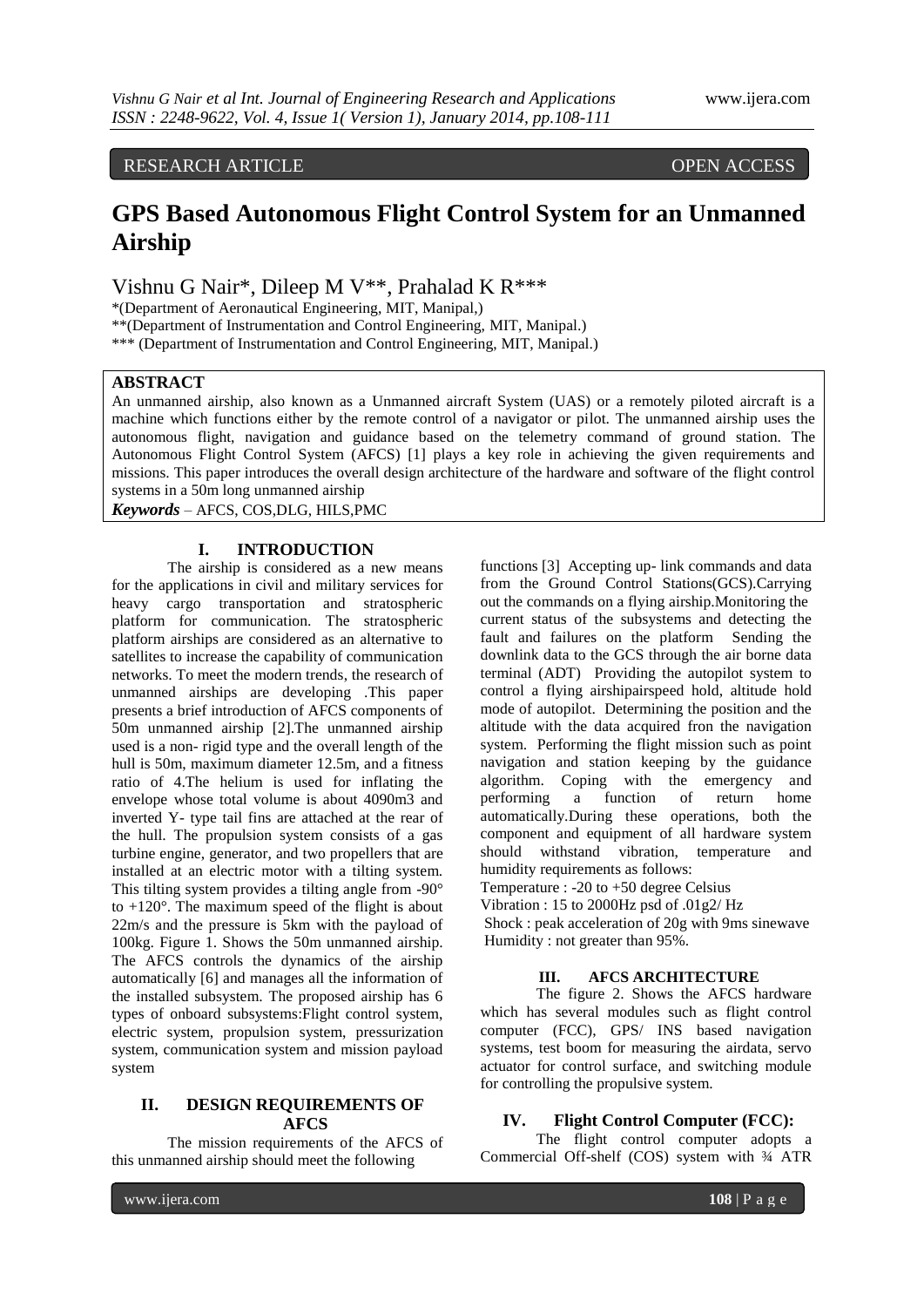RESEARCH ARTICLE OPEN ACCESS

# GPS Based Autonomous Flight Control System for an Unmanned Airship

Vishnu G Nair*, Dileep M V**, Prahalad K R***

*(Department of Aeronautical Engineering, MIT, Manipal,)

**(Department of Instrumentation and Control Engineering, MIT, Manipal.)

*** (Department of Instrumentation and Control Engineering, MIT, Manipal.)

**ABSTRACT**

An unmanned airship, also known as a Unmanned aircraft System (UAS) or a remotely piloted aircraft is a machine which functions either by the remote control of a navigator or pilot. The unmanned airship uses the autonomous flight, navigation and guidance based on the telemetry command of ground station. The Autonomous Flight Control System (AFCS) [1] plays a key role in achieving the given requirements and missions. This paper introduces the overall design architecture of the hardware and software of the flight control systems in a 50m long unmanned airship

***Keywords*** – AFCS, COS,DLG, HILS,PMC

## I. INTRODUCTION

The airship is considered as a new means for the applications in civil and military services for heavy cargo transportation and stratospheric platform for communication. The stratospheric platform airships are considered as an alternative to satellites to increase the capability of communication networks. To meet the modern trends, the research of unmanned airships are developing .This paper presents a brief introduction of AFCS components of 50m unmanned airship [2].The unmanned airship used is a non- rigid type and the overall length of the hull is 50m, maximum diameter 12.5m, and a fitness ratio of 4.The helium is used for inflating the envelope whose total volume is about 4090m3 and inverted Y- type tail fins are attached at the rear of the hull. The propulsion system consists of a gas turbine engine, generator, and two propellers that are installed at an electric motor with a tilting system. This tilting system provides a tilting angle from -90° to +120°. The maximum speed of the flight is about 22m/s and the pressure is 5km with the payload of 100kg. Figure 1. Shows the 50m unmanned airship. The AFCS controls the dynamics of the airship automatically [6] and manages all the information of the installed subsystem. The proposed airship has 6 types of onboard subsystems:Flight control system, electric system, propulsion system, pressurization system, communication system and mission payload system

## II. DESIGN REQUIREMENTS OF AFCS

The mission requirements of the AFCS of this unmanned airship should meet the following functions [3] Accepting up- link commands and data from the Ground Control Stations(GCS).Carrying out the commands on a flying airship.Monitoring the current status of the subsystems and detecting the fault and failures on the platform Sending the downlink data to the GCS through the air borne data terminal (ADT) Providing the autopilot system to control a flying airshipairspeed hold, altitude hold mode of autopilot. Determining the position and the altitude with the data acquired fron the navigation system. Performing the flight mission such as point navigation and station keeping by the guidance algorithm. Coping with the emergency and performing a function of return home automatically.During these operations, both the component and equipment of all hardware system should withstand vibration, temperature and humidity requirements as follows:

Temperature : -20 to +50 degree Celsius

Vibration : 15 to 2000Hz psd of .01g2/ Hz

Shock : peak acceleration of 20g with 9ms sinewave

Humidity : not greater than 95%.

## III. AFCS ARCHITECTURE

The figure 2. Shows the AFCS hardware which has several modules such as flight control computer (FCC), GPS/ INS based navigation systems, test boom for measuring the airdata, servo actuator for control surface, and switching module for controlling the propulsive system.

## IV. Flight Control Computer (FCC):

The flight control computer adopts a Commercial Off-shelf (COS) system with ¾ ATR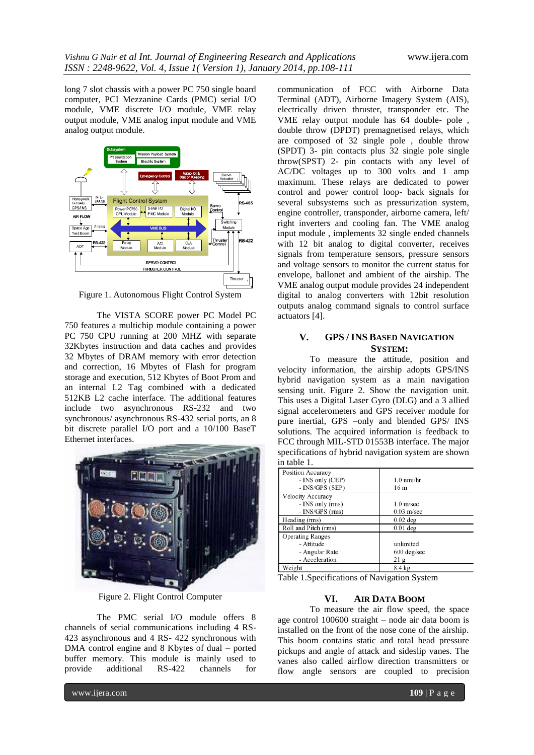long 7 slot chassis with a power PC 750 single board computer, PCI Mezzanine Cards (PMC) serial I/O module, VME discrete I/O module, VME relay output module, VME analog input module and VME analog output module.

Figure 1. Autonomous Flight Control System

The VISTA SCORE power PC Model PC 750 features a multichip module containing a power PC 750 CPU running at 200 MHZ with separate 32Kbytes instruction and data caches and provides 32 Mbytes of DRAM memory with error detection and correction, 16 Mbytes of Flash for program storage and execution, 512 Kbytes of Boot Prom and an internal L2 Tag combined with a dedicated 512KB L2 cache interface. The additional features include two asynchronous RS-232 and two synchronous/ asynchronous RS-432 serial ports, an 8 bit discrete parallel I/O port and a 10/100 BaseT Ethernet interfaces.

Figure 2. Flight Control Computer

The PMC serial I/O module offers 8 channels of serial communications including 4 RS-423 asynchronous and 4 RS- 422 synchronous with DMA control engine and 8 Kbytes of dual – ported buffer memory. This module is mainly used to provide additional RS-422 channels for communication of FCC with Airborne Data Terminal (ADT), Airborne Imagery System (AIS), electrically driven thruster, transponder etc. The VME relay output module has 64 double- pole , double throw (DPDT) premagnetised relays, which are composed of 32 single pole , double throw (SPDT) 3- pin contacts plus 32 single pole single throw(SPST) 2- pin contacts with any level of AC/DC voltages up to 300 volts and 1 amp maximum. These relays are dedicated to power control and power control loop- back signals for several subsystems such as pressurization system, engine controller, transponder, airborne camera, left/ right inverters and cooling fan. The VME analog input module , implements 32 single ended channels with 12 bit analog to digital converter, receives signals from temperature sensors, pressure sensors and voltage sensors to monitor the current status for envelope, ballonet and ambient of the airship. The VME analog output module provides 24 independent digital to analog converters with 12bit resolution outputs analog command signals to control surface actuators [4].

## V. GPS / INS Based Navigation System:

To measure the attitude, position and velocity information, the airship adopts GPS/INS hybrid navigation system as a main navigation sensing unit. Figure 2. Show the navigation unit. This uses a Digital Laser Gyro (DLG) and a 3 allied signal accelerometers and GPS receiver module for pure inertial, GPS –only and blended GPS/ INS solutions. The acquired information is feedback to FCC through MIL-STD 01553B interface. The major specifications of hybrid navigation system are shown in table 1.

| | |
|---|---|
| Position Accuracy<br>- INS only (CEP)<br>- INS/GPS (SEP) | <br>1.0 nmi/hr<br>16 m |
| Velocity Accuracy<br>- INS only (rms)<br>- INS/GPS (rms) | <br>1.0 m/sec<br>0.03 m/sec |
| Heading (rms) | 0.02 deg |
| Roll and Pitch (rms) | 0.01 deg |
| Operating Ranges<br>- Attitude<br>- Angular Rate<br>- Acceleration | <br>unlimited<br>600 deg/sec<br>21 g |
| Weight | 8.4 kg |

Table 1.Specifications of Navigation System

## VI. Air Data Boom

To measure the air flow speed, the space age control 100600 straight – node air data boom is installed on the front of the nose cone of the airship. This boom contains static and total head pressure pickups and angle of attack and sideslip vanes. The vanes also called airflow direction transmitters or flow angle sensors are coupled to precision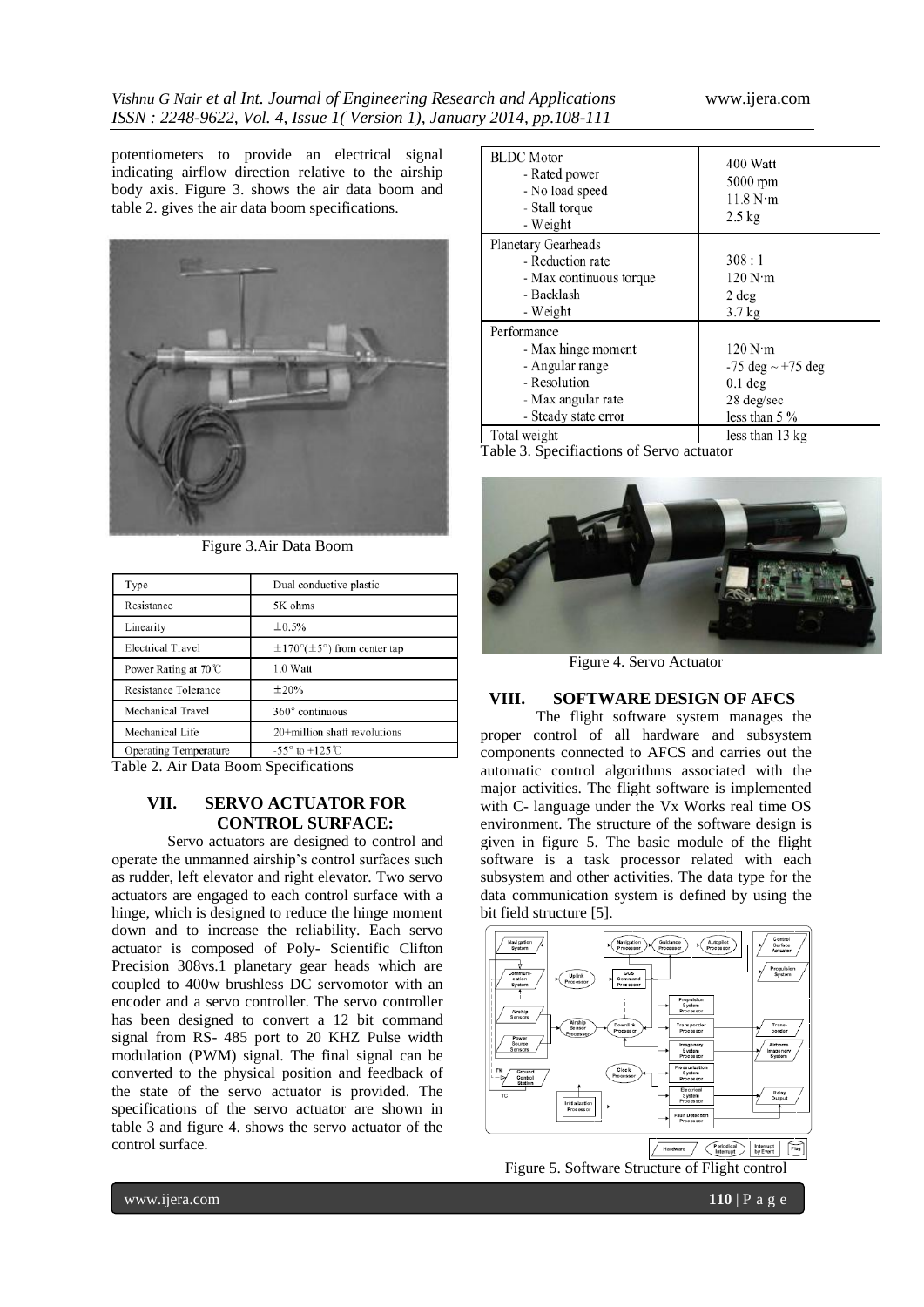potentiometers to provide an electrical signal indicating airflow direction relative to the airship body axis. Figure 3. shows the air data boom and table 2. gives the air data boom specifications.

Figure 3.Air Data Boom

| Type | Dual conductive plastic |
|---|---|
| Resistance | 5K ohms |
| Linearity | ±0.5% |
| Electrical Travel | ±170°(±5°) from center tap |
| Power Rating at 70℃ | 1.0 Watt |
| Resistance Tolerance | ±20% |
| Mechanical Travel | 360° continuous |
| Mechanical Life | 20+million shaft revolutions |
| Operating Temperature | -55° to +125℃ |

Table 2. Air Data Boom Specifications

## VII. SERVO ACTUATOR FOR CONTROL SURFACE:

Servo actuators are designed to control and operate the unmanned airship's control surfaces such as rudder, left elevator and right elevator. Two servo actuators are engaged to each control surface with a hinge, which is designed to reduce the hinge moment down and to increase the reliability. Each servo actuator is composed of Poly- Scientific Clifton Precision 308vs.1 planetary gear heads which are coupled to 400w brushless DC servomotor with an encoder and a servo controller. The servo controller has been designed to convert a 12 bit command signal from RS- 485 port to 20 KHZ Pulse width modulation (PWM) signal. The final signal can be converted to the physical position and feedback of the state of the servo actuator is provided. The specifications of the servo actuator are shown in table 3 and figure 4. shows the servo actuator of the control surface.

| BLDC Motor<br>- Rated power<br>- No load speed<br>- Stall torque<br>- Weight | 400 Watt<br>5000 rpm<br>11.8 N·m<br>2.5 kg |
|---|---|
| Planetary Gearheads<br>- Reduction rate<br>- Max continuous torque<br>- Backlash<br>- Weight | 308 : 1<br>120 N·m<br>2 deg<br>3.7 kg |
| Performance<br>- Max hinge moment<br>- Angular range<br>- Resolution<br>- Max angular rate<br>- Steady state error | 120 N·m<br>-75 deg ~ +75 deg<br>0.1 deg<br>28 deg/sec<br>less than 5 % |
| Total weight | less than 13 kg |

Table 3. Specifiactions of Servo actuator

Figure 4. Servo Actuator

## VIII. SOFTWARE DESIGN OF AFCS

The flight software system manages the proper control of all hardware and subsystem components connected to AFCS and carries out the automatic control algorithms associated with the major activities. The flight software is implemented with C- language under the Vx Works real time OS environment. The structure of the software design is given in figure 5. The basic module of the flight software is a task processor related with each subsystem and other activities. The data type for the data communication system is defined by using the bit field structure [5].

Figure 5. Software Structure of Flight control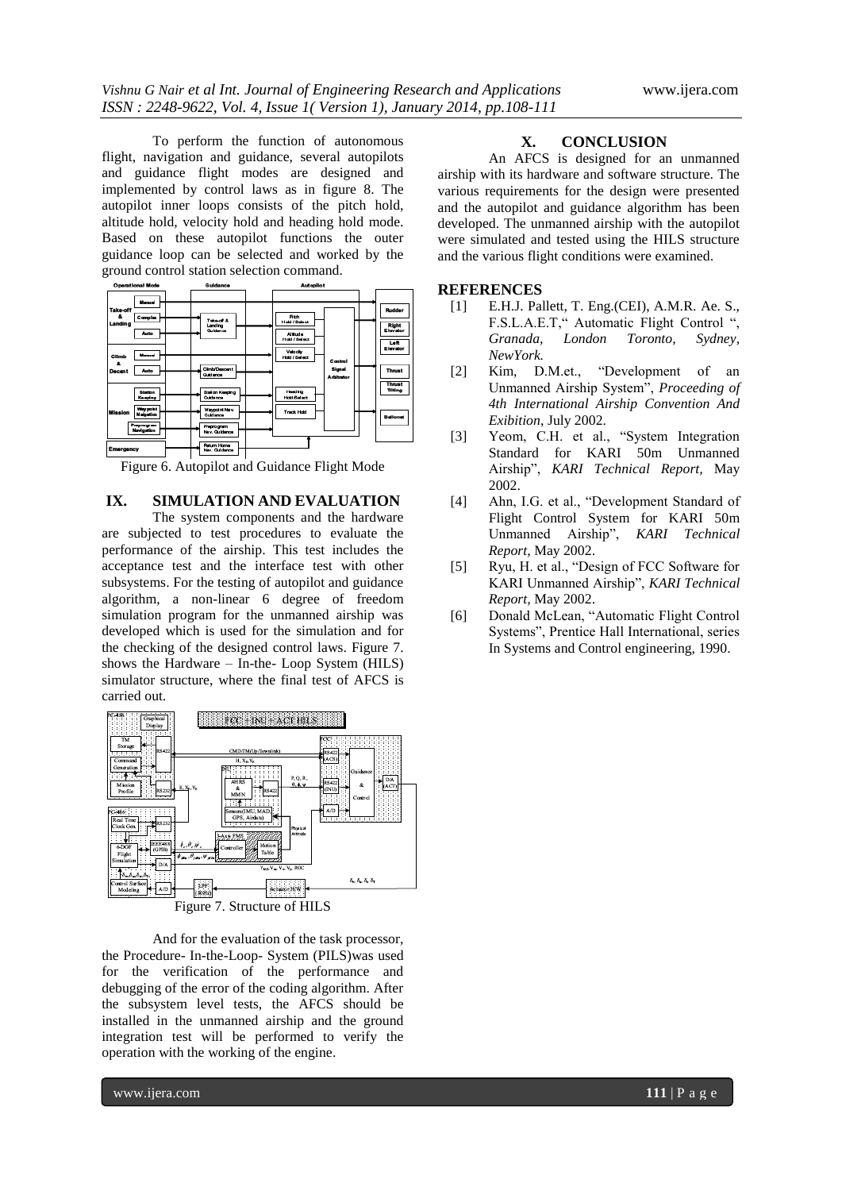To perform the function of autonomous flight, navigation and guidance, several autopilots and guidance flight modes are designed and implemented by control laws as in figure 8. The autopilot inner loops consists of the pitch hold, altitude hold, velocity hold and heading hold mode. Based on these autopilot functions the outer guidance loop can be selected and worked by the ground control station selection command.

Figure 6. Autopilot and Guidance Flight Mode

## IX. SIMULATION AND EVALUATION

The system components and the hardware are subjected to test procedures to evaluate the performance of the airship. This test includes the acceptance test and the interface test with other subsystems. For the testing of autopilot and guidance algorithm, a non-linear 6 degree of freedom simulation program for the unmanned airship was developed which is used for the simulation and for the checking of the designed control laws. Figure 7. shows the Hardware – In-the- Loop System (HILS) simulator structure, where the final test of AFCS is carried out.

Figure 7. Structure of HILS

And for the evaluation of the task processor, the Procedure- In-the-Loop- System (PILS)was used for the verification of the performance and debugging of the error of the coding algorithm. After the subsystem level tests, the AFCS should be installed in the unmanned airship and the ground integration test will be performed to verify the operation with the working of the engine.

## X. CONCLUSION

An AFCS is designed for an unmanned airship with its hardware and software structure. The various requirements for the design were presented and the autopilot and guidance algorithm has been developed. The unmanned airship with the autopilot were simulated and tested using the HILS structure and the various flight conditions were examined.

## REFERENCES

[1] E.H.J. Pallett, T. Eng.(CEI), A.M.R. Ae. S., F.S.L.A.E.T," Automatic Flight Control ", *Granada, London Toronto, Sydney, NewYork.*

[2] Kim, D.M.et., "Development of an Unmanned Airship System", *Proceeding of 4th International Airship Convention And Exibition*, July 2002.

[3] Yeom, C.H. et al., "System Integration Standard for KARI 50m Unmanned Airship", *KARI Technical Report,* May 2002.

[4] Ahn, I.G. et al., "Development Standard of Flight Control System for KARI 50m Unmanned Airship", *KARI Technical Report,* May 2002.

[5] Ryu, H. et al., "Design of FCC Software for KARI Unmanned Airship", *KARI Technical Report,* May 2002.

[6] Donald McLean, "Automatic Flight Control Systems", Prentice Hall International, series In Systems and Control engineering, 1990.